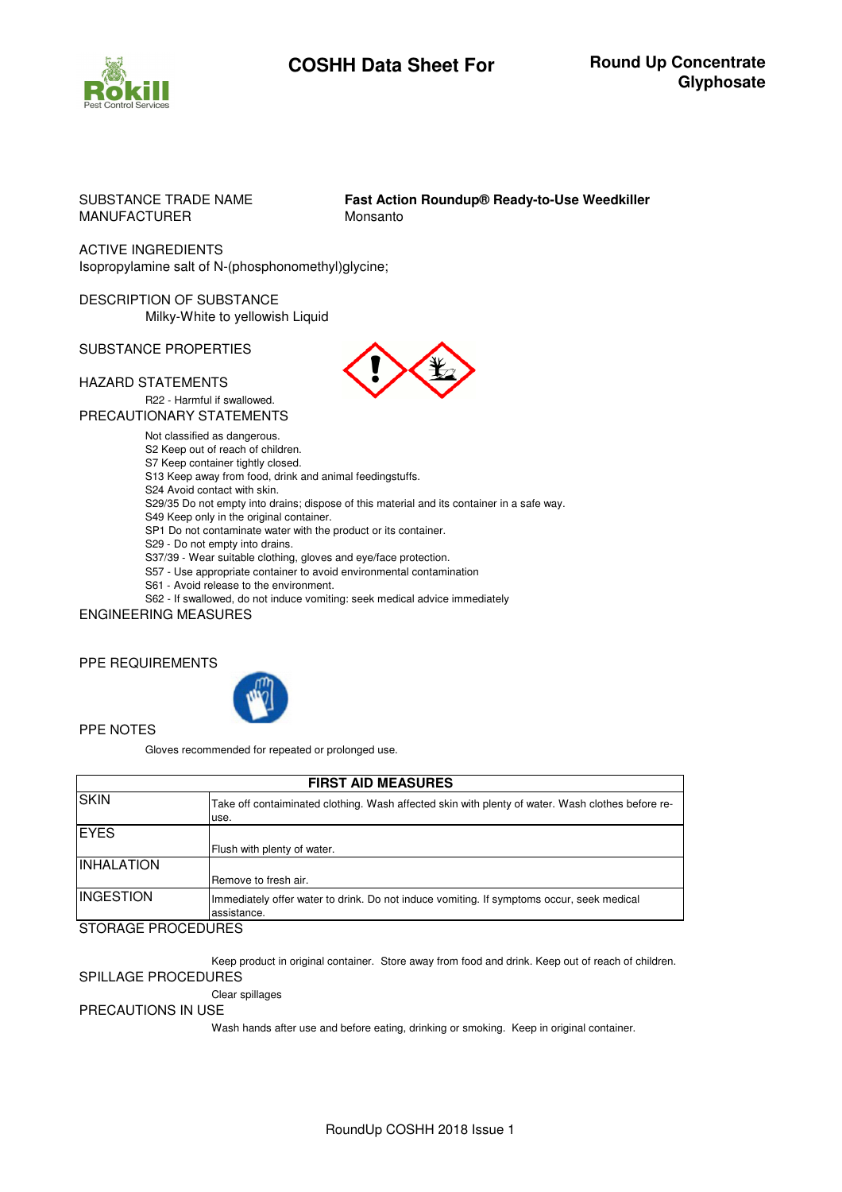# COSHH Data Sheet For

**Round Up Concentrate Glyphosate**

SUBSTANCE TRADE NAME **Fast Action Roundup® Ready-to-Use Weedkiller**
MANUFACTURER Monsanto

ACTIVE INGREDIENTS
Isopropylamine salt of N-(phosphonomethyl)glycine;

DESCRIPTION OF SUBSTANCE
Milky-White to yellowish Liquid

SUBSTANCE PROPERTIES

HAZARD STATEMENTS
R22 - Harmful if swallowed.

PRECAUTIONARY STATEMENTS
Not classified as dangerous.
S2 Keep out of reach of children.
S7 Keep container tightly closed.
S13 Keep away from food, drink and animal feedingstuffs.
S24 Avoid contact with skin.
S29/35 Do not empty into drains; dispose of this material and its container in a safe way.
S49 Keep only in the original container.
SP1 Do not contaminate water with the product or its container.
S29 - Do not empty into drains.
S37/39 - Wear suitable clothing, gloves and eye/face protection.
S57 - Use appropriate container to avoid environmental contamination
S61 - Avoid release to the environment.
S62 - If swallowed, do not induce vomiting: seek medical advice immediately

ENGINEERING MEASURES

PPE REQUIREMENTS

PPE NOTES
Gloves recommended for repeated or prolonged use.

| FIRST AID MEASURES | |
|---|---|
| SKIN | Take off contaiminated clothing. Wash affected skin with plenty of water. Wash clothes before re-use. |
| EYES | Flush with plenty of water. |
| INHALATION | Remove to fresh air. |
| INGESTION | Immediately offer water to drink. Do not induce vomiting. If symptoms occur, seek medical assistance. |

STORAGE PROCEDURES
Keep product in original container. Store away from food and drink. Keep out of reach of children.

SPILLAGE PROCEDURES
Clear spillages

PRECAUTIONS IN USE
Wash hands after use and before eating, drinking or smoking. Keep in original container.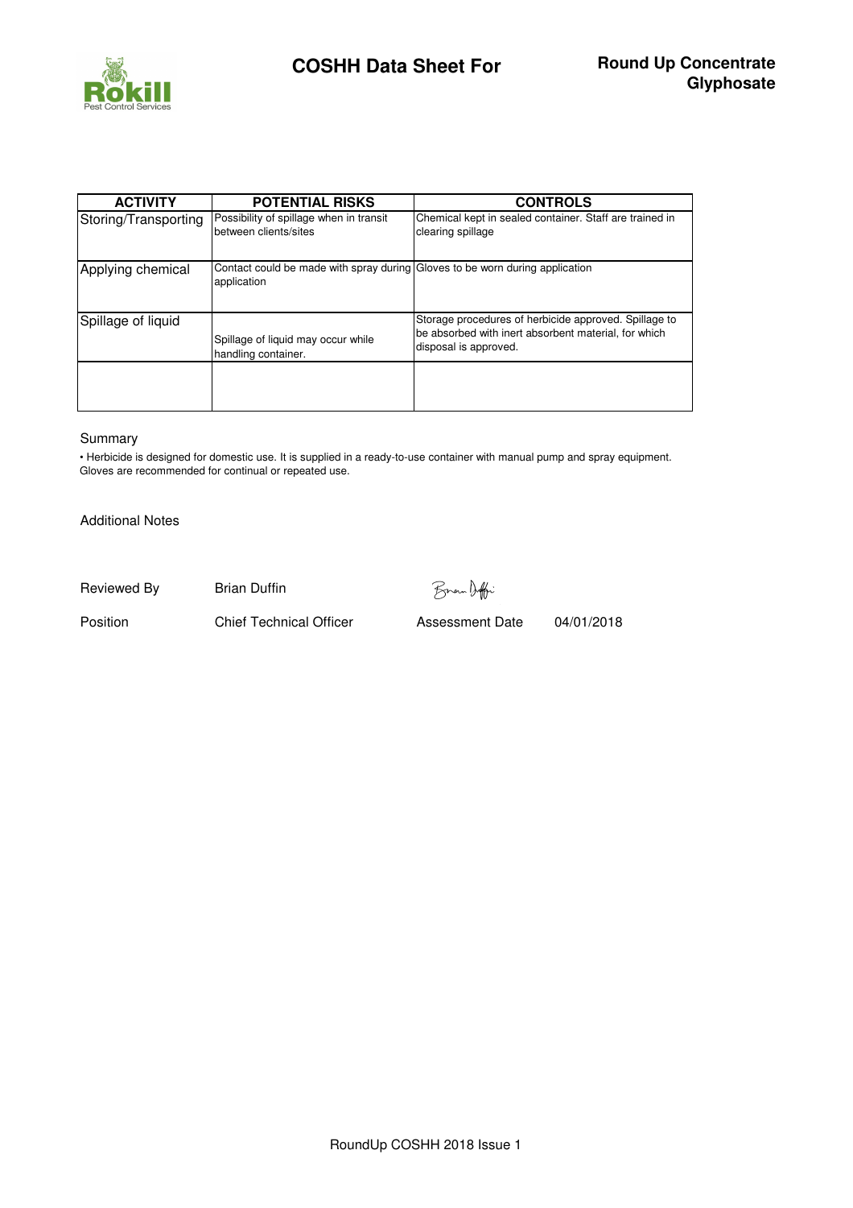# COSHH Data Sheet For

## Round Up Concentrate Glyphosate

| ACTIVITY | POTENTIAL RISKS | CONTROLS |
|---|---|---|
| Storing/Transporting | Possibility of spillage when in transit between clients/sites | Chemical kept in sealed container. Staff are trained in clearing spillage |
| Applying chemical | Contact could be made with spray during application | Gloves to be worn during application |
| Spillage of liquid | Spillage of liquid may occur while handling container. | Storage procedures of herbicide approved. Spillage to be absorbed with inert absorbent material, for which disposal is approved. |
| | | |

Summary

- Herbicide is designed for domestic use. It is supplied in a ready-to-use container with manual pump and spray equipment. Gloves are recommended for continual or repeated use.

Additional Notes

Reviewed By Brian Duffin

Position Chief Technical Officer Assessment Date 04/01/2018

RoundUp COSHH 2018 Issue 1